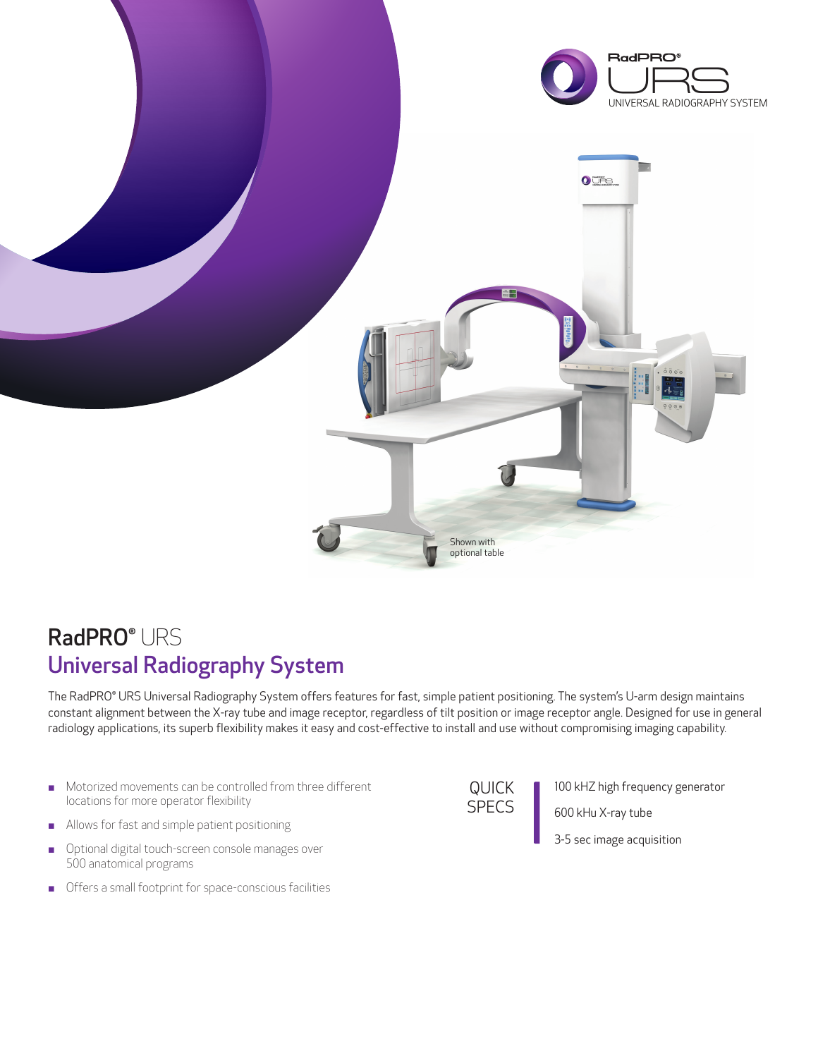RadPRO®

URS

UNIVERSAL RADIOGRAPHY SYSTEM

Shown with optional table

# RadPRO® URS

## Universal Radiography System

The RadPRO® URS Universal Radiography System offers features for fast, simple patient positioning. The system's U-arm design maintains constant alignment between the X-ray tube and image receptor, regardless of tilt position or image receptor angle. Designed for use in general radiology applications, its superb flexibility makes it easy and cost-effective to install and use without compromising imaging capability.

- Motorized movements can be controlled from three different locations for more operator flexibility
- Allows for fast and simple patient positioning
- Optional digital touch-screen console manages over 500 anatomical programs
- Offers a small footprint for space-conscious facilities

### QUICK SPECS

100 kHZ high frequency generator

600 kHu X-ray tube

3-5 sec image acquisition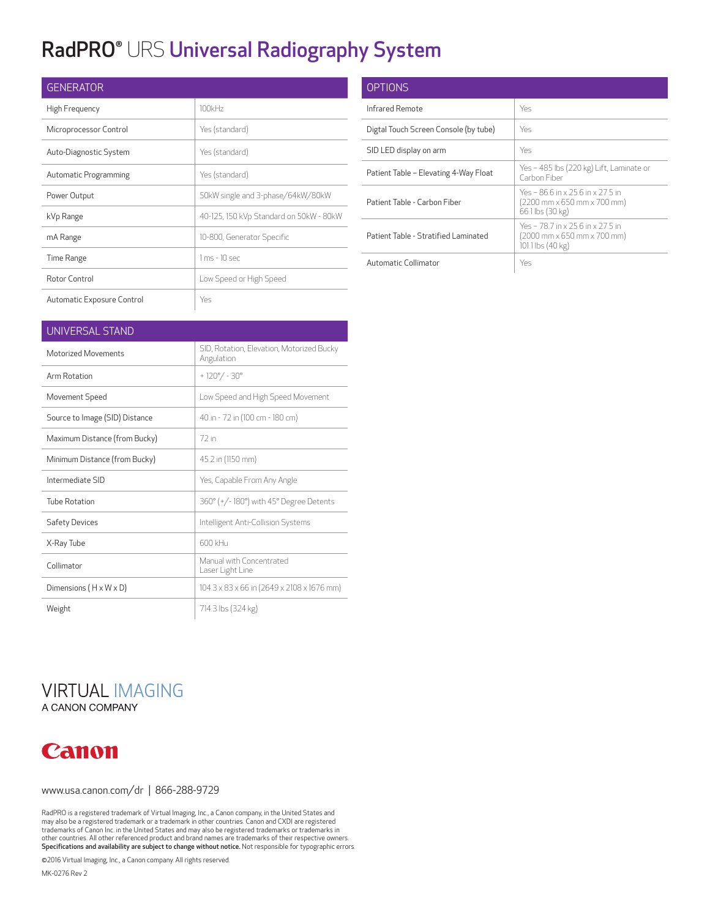# RadPRO® URS Universal Radiography System

| GENERATOR | |
|---|---|
| High Frequency | 100kHz |
| Microprocessor Control | Yes (standard) |
| Auto-Diagnostic System | Yes (standard) |
| Automatic Programming | Yes (standard) |
| Power Output | 50kW single and 3-phase/64kW/80kW |
| kVp Range | 40-125, 150 kVp Standard on 50kW - 80kW |
| mA Range | 10-800, Generator Specific |
| Time Range | 1 ms - 10 sec |
| Rotor Control | Low Speed or High Speed |
| Automatic Exposure Control | Yes |

| UNIVERSAL STAND | |
|---|---|
| Motorized Movements | SID, Rotation, Elevation, Motorized Bucky Angulation |
| Arm Rotation | + 120°/ - 30° |
| Movement Speed | Low Speed and High Speed Movement |
| Source to Image (SID) Distance | 40 in - 72 in (100 cm - 180 cm) |
| Maximum Distance (from Bucky) | 72 in |
| Minimum Distance (from Bucky) | 45.2 in (1150 mm) |
| Intermediate SID | Yes, Capable From Any Angle |
| Tube Rotation | 360° (+/- 180°) with 45° Degree Detents |
| Safety Devices | Intelligent Anti-Collision Systems |
| X-Ray Tube | 600 kHu |
| Collimator | Manual with Concentrated Laser Light Line |
| Dimensions ( H x W x D) | 104.3 x 83 x 66 in (2649 x 2108 x 1676 mm) |
| Weight | 714.3 lbs (324 kg) |

| OPTIONS | |
|---|---|
| Infrared Remote | Yes |
| Digtal Touch Screen Console (by tube) | Yes |
| SID LED display on arm | Yes |
| Patient Table – Elevating 4-Way Float | Yes – 485 lbs (220 kg) Lift, Laminate or Carbon Fiber |
| Patient Table - Carbon Fiber | Yes – 86.6 in x 25.6 in x 27.5 in (2200 mm x 650 mm x 700 mm) 66.1 lbs (30 kg) |
| Patient Table - Stratified Laminated | Yes – 78.7 in x 25.6 in x 27.5 in (2000 mm x 650 mm x 700 mm) 101.1 lbs (40 kg) |
| Automatic Collimator | Yes |

VIRTUAL IMAGING
A CANON COMPANY

Canon

www.usa.canon.com/dr | 866-288-9729

RadPRO is a registered trademark of Virtual Imaging, Inc., a Canon company, in the United States and may also be a registered trademark or a trademark in other countries. Canon and CXDI are registered trademarks of Canon Inc. in the United States and may also be registered trademarks or trademarks in other countries. All other referenced product and brand names are trademarks of their respective owners. **Specifications and availability are subject to change without notice.** Not responsible for typographic errors.

©2016 Virtual Imaging, Inc., a Canon company. All rights reserved.

MK-0276 Rev 2